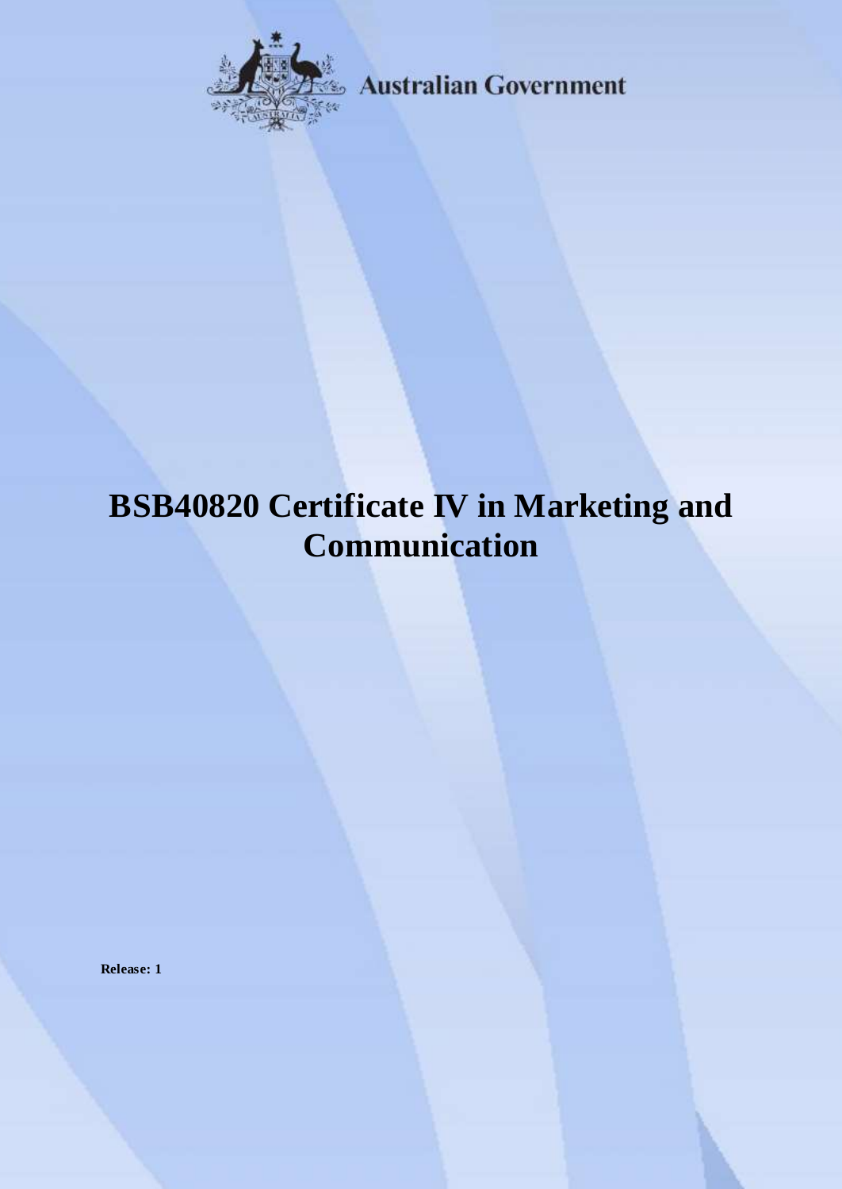Australian Government

# BSB40820 Certificate IV in Marketing and Communication

**Release: 1**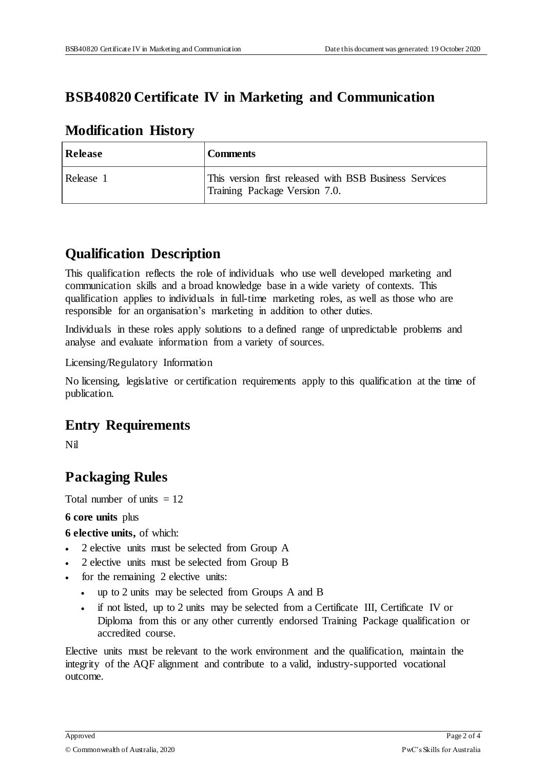# BSB40820 Certificate IV in Marketing and Communication

## Modification History

| Release | Comments |
| --- | --- |
| Release 1 | This version first released with BSB Business Services Training Package Version 7.0. |

## Qualification Description

This qualification reflects the role of individuals who use well developed marketing and communication skills and a broad knowledge base in a wide variety of contexts. This qualification applies to individuals in full-time marketing roles, as well as those who are responsible for an organisation's marketing in addition to other duties.

Individuals in these roles apply solutions to a defined range of unpredictable problems and analyse and evaluate information from a variety of sources.

Licensing/Regulatory Information

No licensing, legislative or certification requirements apply to this qualification at the time of publication.

## Entry Requirements

Nil

## Packaging Rules

Total number of units = 12

**6 core units** plus

**6 elective units,** of which:

- 2 elective units must be selected from Group A
- 2 elective units must be selected from Group B
- for the remaining 2 elective units:
  - up to 2 units may be selected from Groups A and B
  - if not listed, up to 2 units may be selected from a Certificate III, Certificate IV or Diploma from this or any other currently endorsed Training Package qualification or accredited course.

Elective units must be relevant to the work environment and the qualification, maintain the integrity of the AQF alignment and contribute to a valid, industry-supported vocational outcome.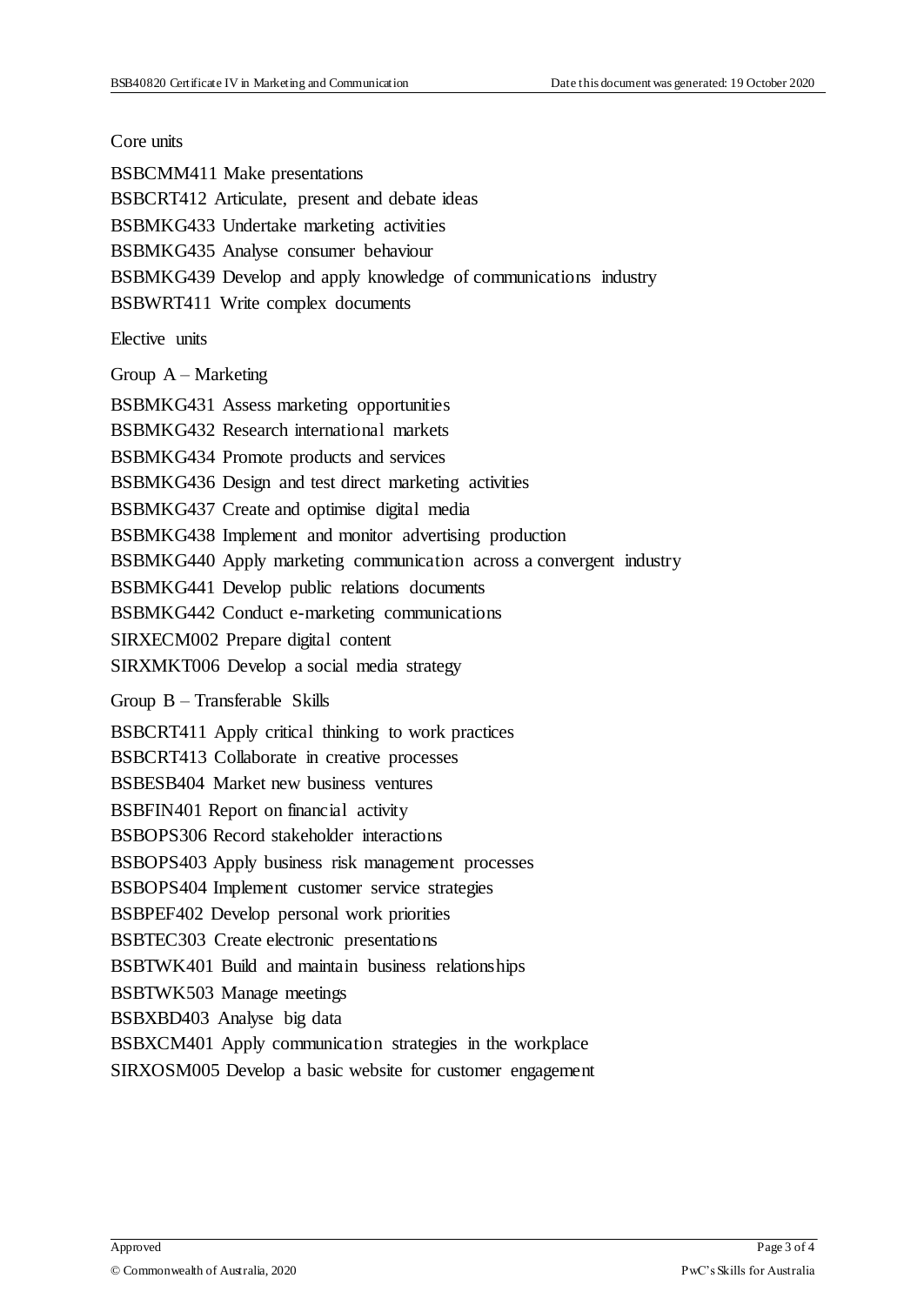Core units

BSBCMM411 Make presentations

BSBCRT412 Articulate, present and debate ideas

BSBMKG433 Undertake marketing activities

BSBMKG435 Analyse consumer behaviour

BSBMKG439 Develop and apply knowledge of communications industry

BSBWRT411 Write complex documents

Elective units

Group A – Marketing

BSBMKG431 Assess marketing opportunities

BSBMKG432 Research international markets

BSBMKG434 Promote products and services

BSBMKG436 Design and test direct marketing activities

BSBMKG437 Create and optimise digital media

BSBMKG438 Implement and monitor advertising production

BSBMKG440 Apply marketing communication across a convergent industry

BSBMKG441 Develop public relations documents

BSBMKG442 Conduct e-marketing communications

SIRXECM002 Prepare digital content

SIRXMKT006 Develop a social media strategy

Group B – Transferable Skills

BSBCRT411 Apply critical thinking to work practices

BSBCRT413 Collaborate in creative processes

BSBESB404 Market new business ventures

BSBFIN401 Report on financial activity

BSBOPS306 Record stakeholder interactions

BSBOPS403 Apply business risk management processes

BSBOPS404 Implement customer service strategies

BSBPEF402 Develop personal work priorities

BSBTEC303 Create electronic presentations

BSBTWK401 Build and maintain business relationships

BSBTWK503 Manage meetings

BSBXBD403 Analyse big data

BSBXCM401 Apply communication strategies in the workplace

SIRXOSM005 Develop a basic website for customer engagement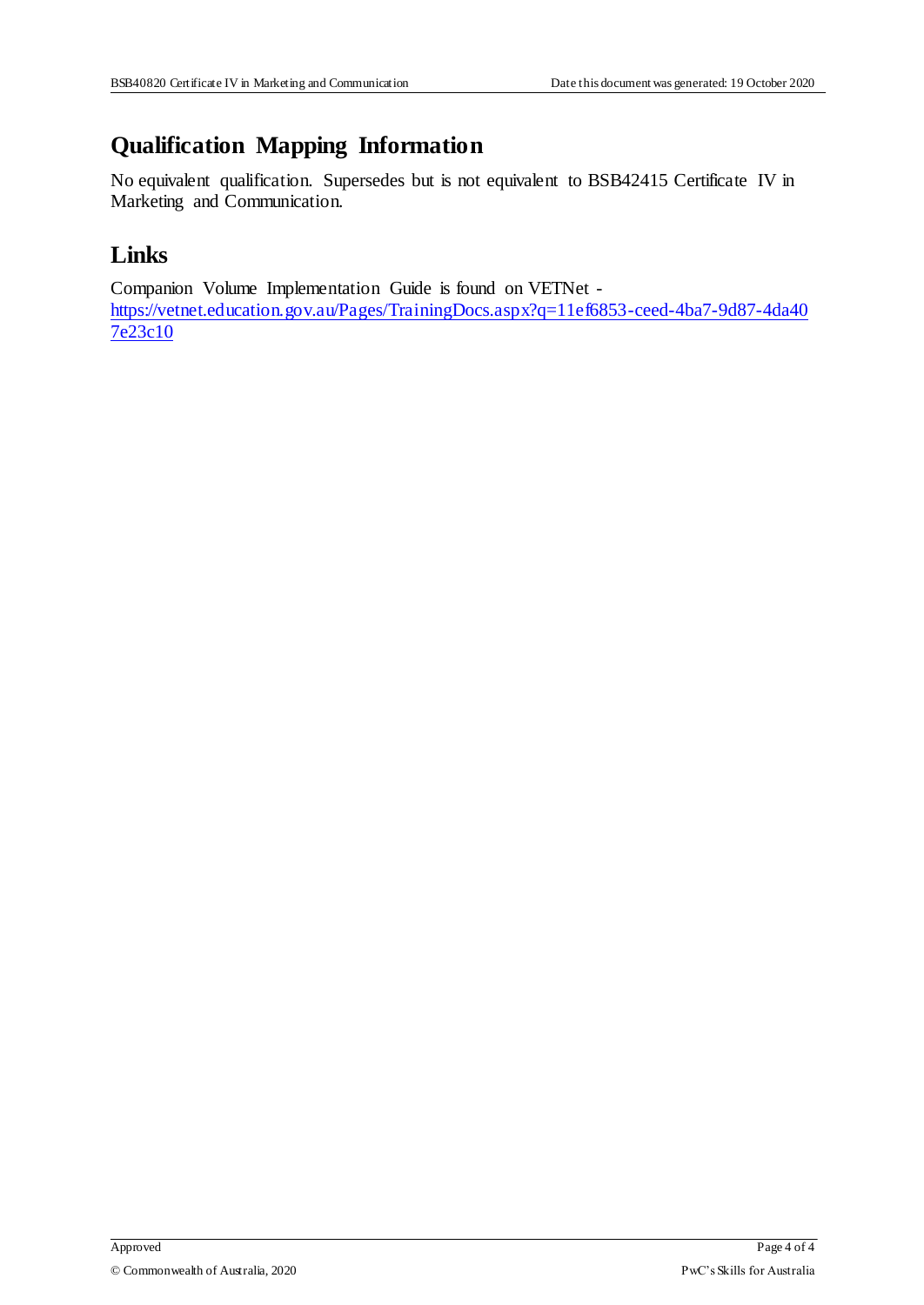## Qualification Mapping Information

No equivalent qualification. Supersedes but is not equivalent to BSB42415 Certificate IV in Marketing and Communication.

## Links

Companion Volume Implementation Guide is found on VETNet - https://vetnet.education.gov.au/Pages/TrainingDocs.aspx?q=11ef6853-ceed-4ba7-9d87-4da407e23c10